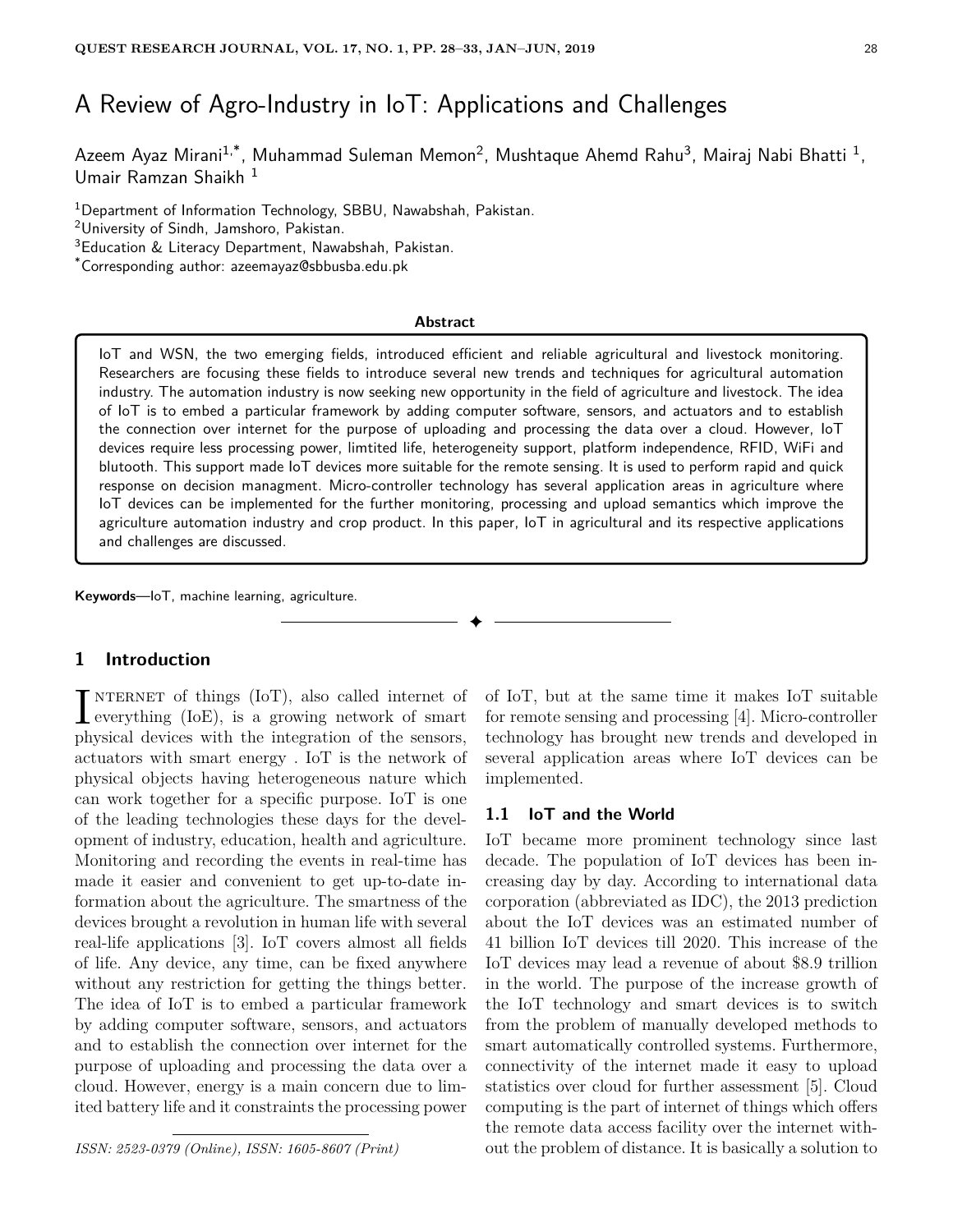# A Review of Agro-Industry in IoT: Applications and Challenges

Azeem Ayaz Mirani[1,*], Muhammad Suleman Memon[2], Mushtaque Ahemd Rahu[3], Mairaj Nabi Bhatti [1], Umair Ramzan Shaikh [1]

[1]Department of Information Technology, SBBU, Nawabshah, Pakistan.
[2]University of Sindh, Jamshoro, Pakistan.
[3]Education & Literacy Department, Nawabshah, Pakistan.
[*]Corresponding author: azeemayaz@sbbusba.edu.pk

**Abstract**

IoT and WSN, the two emerging fields, introduced efficient and reliable agricultural and livestock monitoring. Researchers are focusing these fields to introduce several new trends and techniques for agricultural automation industry. The automation industry is now seeking new opportunity in the field of agriculture and livestock. The idea of IoT is to embed a particular framework by adding computer software, sensors, and actuators and to establish the connection over internet for the purpose of uploading and processing the data over a cloud. However, IoT devices require less processing power, limtited life, heterogeneity support, platform independence, RFID, WiFi and blutooth. This support made IoT devices more suitable for the remote sensing. It is used to perform rapid and quick response on decision managment. Micro-controller technology has several application areas in agriculture where IoT devices can be implemented for the further monitoring, processing and upload semantics which improve the agriculture automation industry and crop product. In this paper, IoT in agricultural and its respective applications and challenges are discussed.

**Keywords**—IoT, machine learning, agriculture.

## 1 Introduction

Internet of things (IoT), also called internet of everything (IoE), is a growing network of smart physical devices with the integration of the sensors, actuators with smart energy . IoT is the network of physical objects having heterogeneous nature which can work together for a specific purpose. IoT is one of the leading technologies these days for the development of industry, education, health and agriculture. Monitoring and recording the events in real-time has made it easier and convenient to get up-to-date information about the agriculture. The smartness of the devices brought a revolution in human life with several real-life applications [3]. IoT covers almost all fields of life. Any device, any time, can be fixed anywhere without any restriction for getting the things better. The idea of IoT is to embed a particular framework by adding computer software, sensors, and actuators and to establish the connection over internet for the purpose of uploading and processing the data over a cloud. However, energy is a main concern due to limited battery life and it constraints the processing power of IoT, but at the same time it makes IoT suitable for remote sensing and processing [4]. Micro-controller technology has brought new trends and developed in several application areas where IoT devices can be implemented.

### 1.1 IoT and the World

IoT became more prominent technology since last decade. The population of IoT devices has been increasing day by day. According to international data corporation (abbreviated as IDC), the 2013 prediction about the IoT devices was an estimated number of 41 billion IoT devices till 2020. This increase of the IoT devices may lead a revenue of about $8.9 trillion in the world. The purpose of the increase growth of the IoT technology and smart devices is to switch from the problem of manually developed methods to smart automatically controlled systems. Furthermore, connectivity of the internet made it easy to upload statistics over cloud for further assessment [5]. Cloud computing is the part of internet of things which offers the remote data access facility over the internet without the problem of distance. It is basically a solution to

ISSN: 2523-0379 (Online), ISSN: 1605-8607 (Print)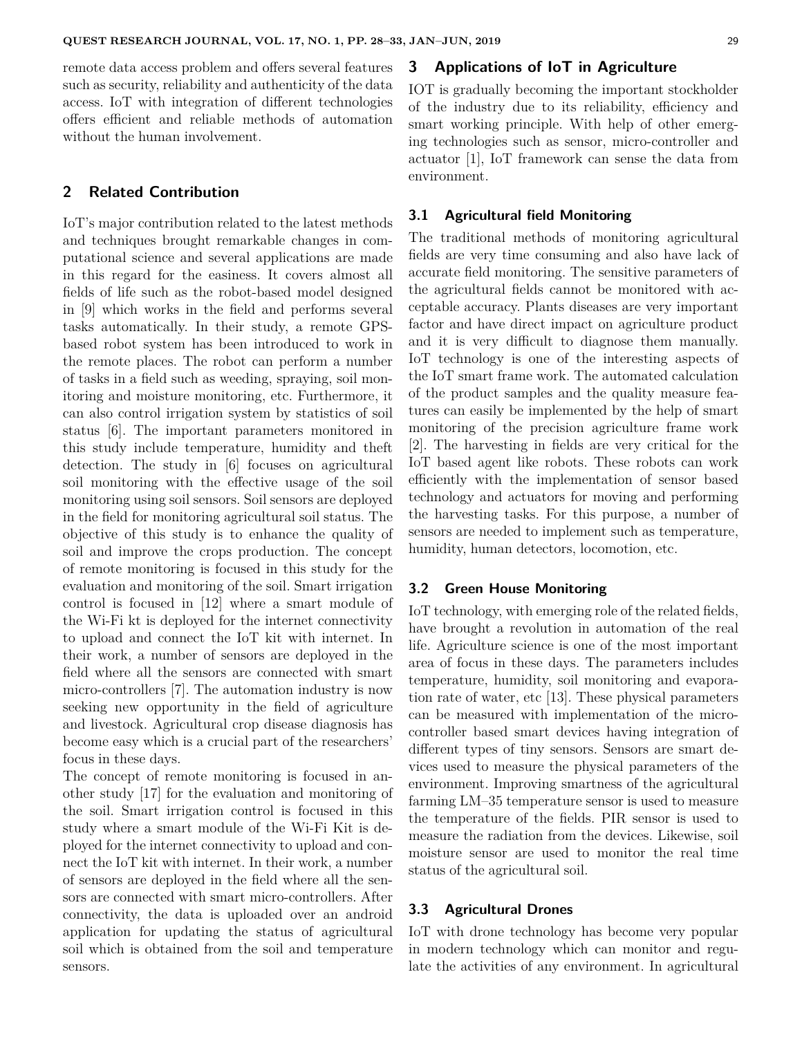remote data access problem and offers several features such as security, reliability and authenticity of the data access. IoT with integration of different technologies offers efficient and reliable methods of automation without the human involvement.

## 2 Related Contribution

IoT's major contribution related to the latest methods and techniques brought remarkable changes in computational science and several applications are made in this regard for the easiness. It covers almost all fields of life such as the robot-based model designed in [9] which works in the field and performs several tasks automatically. In their study, a remote GPS-based robot system has been introduced to work in the remote places. The robot can perform a number of tasks in a field such as weeding, spraying, soil monitoring and moisture monitoring, etc. Furthermore, it can also control irrigation system by statistics of soil status [6]. The important parameters monitored in this study include temperature, humidity and theft detection. The study in [6] focuses on agricultural soil monitoring with the effective usage of the soil monitoring using soil sensors. Soil sensors are deployed in the field for monitoring agricultural soil status. The objective of this study is to enhance the quality of soil and improve the crops production. The concept of remote monitoring is focused in this study for the evaluation and monitoring of the soil. Smart irrigation control is focused in [12] where a smart module of the Wi-Fi kt is deployed for the internet connectivity to upload and connect the IoT kit with internet. In their work, a number of sensors are deployed in the field where all the sensors are connected with smart micro-controllers [7]. The automation industry is now seeking new opportunity in the field of agriculture and livestock. Agricultural crop disease diagnosis has become easy which is a crucial part of the researchers' focus in these days.

The concept of remote monitoring is focused in another study [17] for the evaluation and monitoring of the soil. Smart irrigation control is focused in this study where a smart module of the Wi-Fi Kit is deployed for the internet connectivity to upload and connect the IoT kit with internet. In their work, a number of sensors are deployed in the field where all the sensors are connected with smart micro-controllers. After connectivity, the data is uploaded over an android application for updating the status of agricultural soil which is obtained from the soil and temperature sensors.

## 3 Applications of IoT in Agriculture

IOT is gradually becoming the important stockholder of the industry due to its reliability, efficiency and smart working principle. With help of other emerging technologies such as sensor, micro-controller and actuator [1], IoT framework can sense the data from environment.

### 3.1 Agricultural field Monitoring

The traditional methods of monitoring agricultural fields are very time consuming and also have lack of accurate field monitoring. The sensitive parameters of the agricultural fields cannot be monitored with acceptable accuracy. Plants diseases are very important factor and have direct impact on agriculture product and it is very difficult to diagnose them manually. IoT technology is one of the interesting aspects of the IoT smart frame work. The automated calculation of the product samples and the quality measure features can easily be implemented by the help of smart monitoring of the precision agriculture frame work [2]. The harvesting in fields are very critical for the IoT based agent like robots. These robots can work efficiently with the implementation of sensor based technology and actuators for moving and performing the harvesting tasks. For this purpose, a number of sensors are needed to implement such as temperature, humidity, human detectors, locomotion, etc.

### 3.2 Green House Monitoring

IoT technology, with emerging role of the related fields, have brought a revolution in automation of the real life. Agriculture science is one of the most important area of focus in these days. The parameters includes temperature, humidity, soil monitoring and evaporation rate of water, etc [13]. These physical parameters can be measured with implementation of the micro-controller based smart devices having integration of different types of tiny sensors. Sensors are smart devices used to measure the physical parameters of the environment. Improving smartness of the agricultural farming LM–35 temperature sensor is used to measure the temperature of the fields. PIR sensor is used to measure the radiation from the devices. Likewise, soil moisture sensor are used to monitor the real time status of the agricultural soil.

### 3.3 Agricultural Drones

IoT with drone technology has become very popular in modern technology which can monitor and regulate the activities of any environment. In agricultural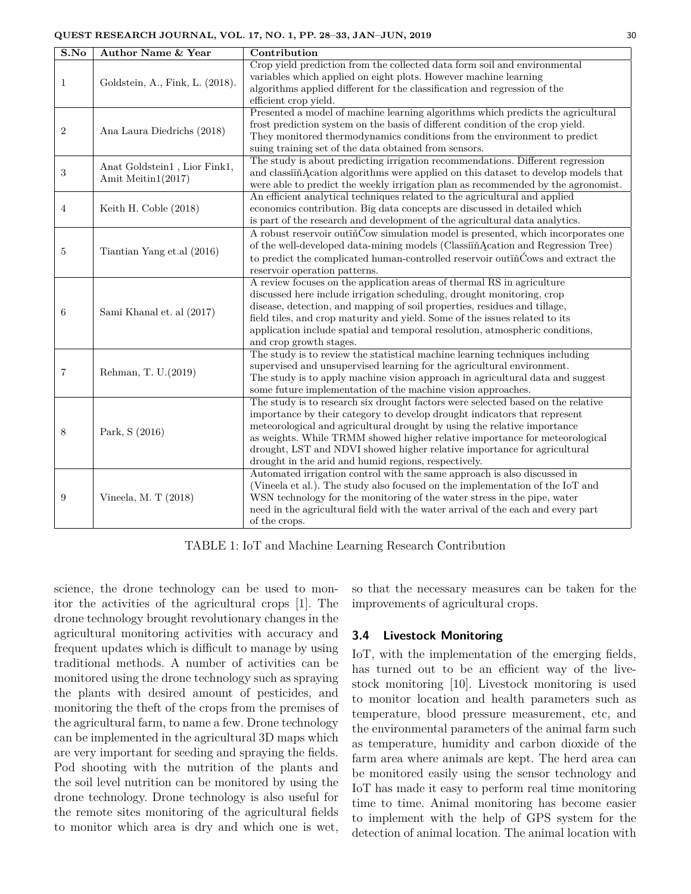| S.No | Author Name & Year | Contribution |
|---|---|---|
| 1 | Goldstein, A., Fink, L. (2018). | Crop yield prediction from the collected data form soil and environmental variables which applied on eight plots. However machine learning algorithms applied different for the classification and regression of the efficient crop yield. |
| 2 | Ana Laura Diedrichs (2018) | Presented a model of machine learning algorithms which predicts the agricultural frost prediction system on the basis of different condition of the crop yield. They monitored thermodynamics conditions from the environment to predict suing training set of the data obtained from sensors. |
| 3 | Anat Goldstein1 , Lior Fink1, Amit Meitin1(2017) | The study is about predicting irrigation recommendations. Different regression and classiïňĄcation algorithms were applied on this dataset to develop models that were able to predict the weekly irrigation plan as recommended by the agronomist. |
| 4 | Keith H. Coble (2018) | An efficient analytical techniques related to the agricultural and applied economics contribution. Big data concepts are discussed in detailed which is part of the research and development of the agricultural data analytics. |
| 5 | Tiantian Yang et.al (2016) | A robust reservoir outïňĆow simulation model is presented, which incorporates one of the well-developed data-mining models (ClassiïňĄcation and Regression Tree) to predict the complicated human-controlled reservoir outïňĆows and extract the reservoir operation patterns. |
| 6 | Sami Khanal et. al (2017) | A review focuses on the application areas of thermal RS in agriculture discussed here include irrigation scheduling, drought monitoring, crop disease, detection, and mapping of soil properties, residues and tillage, field tiles, and crop maturity and yield. Some of the issues related to its application include spatial and temporal resolution, atmospheric conditions, and crop growth stages. |
| 7 | Rehman, T. U.(2019) | The study is to review the statistical machine learning techniques including supervised and unsupervised learning for the agricultural environment. The study is to apply machine vision approach in agricultural data and suggest some future implementation of the machine vision approaches. |
| 8 | Park, S (2016) | The study is to research six drought factors were selected based on the relative importance by their category to develop drought indicators that represent meteorological and agricultural drought by using the relative importance as weights. While TRMM showed higher relative importance for meteorological drought, LST and NDVI showed higher relative importance for agricultural drought in the arid and humid regions, respectively. |
| 9 | Vineela, M. T (2018) | Automated irrigation control with the same approach is also discussed in (Vineela et al.). The study also focused on the implementation of the IoT and WSN technology for the monitoring of the water stress in the pipe, water need in the agricultural field with the water arrival of the each and every part of the crops. |

TABLE 1: IoT and Machine Learning Research Contribution

science, the drone technology can be used to monitor the activities of the agricultural crops [1]. The drone technology brought revolutionary changes in the agricultural monitoring activities with accuracy and frequent updates which is difficult to manage by using traditional methods. A number of activities can be monitored using the drone technology such as spraying the plants with desired amount of pesticides, and monitoring the theft of the crops from the premises of the agricultural farm, to name a few. Drone technology can be implemented in the agricultural 3D maps which are very important for seeding and spraying the fields. Pod shooting with the nutrition of the plants and the soil level nutrition can be monitored by using the drone technology. Drone technology is also useful for the remote sites monitoring of the agricultural fields to monitor which area is dry and which one is wet, so that the necessary measures can be taken for the improvements of agricultural crops.

### 3.4 Livestock Monitoring

IoT, with the implementation of the emerging fields, has turned out to be an efficient way of the livestock monitoring [10]. Livestock monitoring is used to monitor location and health parameters such as temperature, blood pressure measurement, etc, and the environmental parameters of the animal farm such as temperature, humidity and carbon dioxide of the farm area where animals are kept. The herd area can be monitored easily using the sensor technology and IoT has made it easy to perform real time monitoring time to time. Animal monitoring has become easier to implement with the help of GPS system for the detection of animal location. The animal location with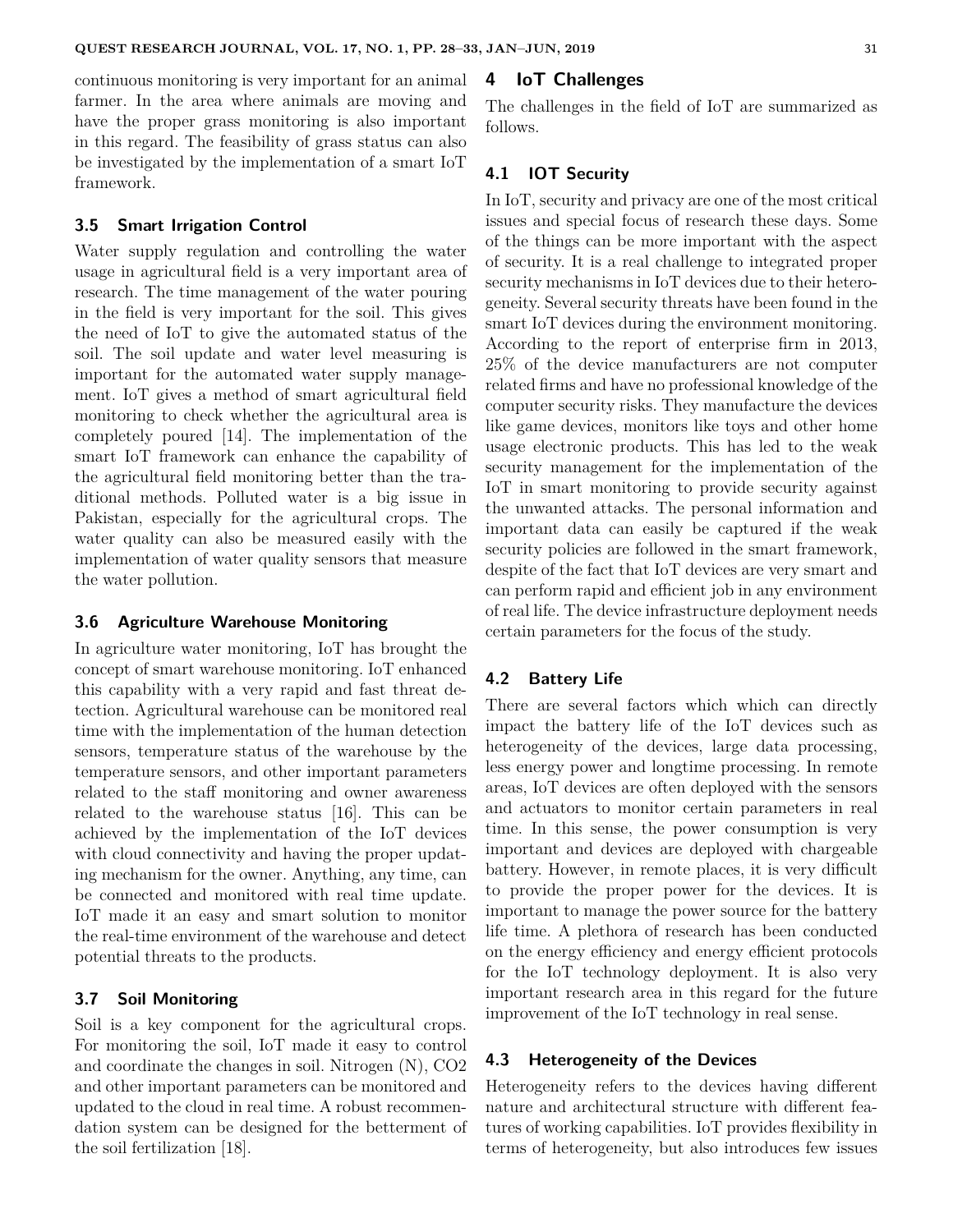continuous monitoring is very important for an animal farmer. In the area where animals are moving and have the proper grass monitoring is also important in this regard. The feasibility of grass status can also be investigated by the implementation of a smart IoT framework.

### 3.5 Smart Irrigation Control

Water supply regulation and controlling the water usage in agricultural field is a very important area of research. The time management of the water pouring in the field is very important for the soil. This gives the need of IoT to give the automated status of the soil. The soil update and water level measuring is important for the automated water supply management. IoT gives a method of smart agricultural field monitoring to check whether the agricultural area is completely poured [14]. The implementation of the smart IoT framework can enhance the capability of the agricultural field monitoring better than the traditional methods. Polluted water is a big issue in Pakistan, especially for the agricultural crops. The water quality can also be measured easily with the implementation of water quality sensors that measure the water pollution.

### 3.6 Agriculture Warehouse Monitoring

In agriculture water monitoring, IoT has brought the concept of smart warehouse monitoring. IoT enhanced this capability with a very rapid and fast threat detection. Agricultural warehouse can be monitored real time with the implementation of the human detection sensors, temperature status of the warehouse by the temperature sensors, and other important parameters related to the staff monitoring and owner awareness related to the warehouse status [16]. This can be achieved by the implementation of the IoT devices with cloud connectivity and having the proper updating mechanism for the owner. Anything, any time, can be connected and monitored with real time update. IoT made it an easy and smart solution to monitor the real-time environment of the warehouse and detect potential threats to the products.

### 3.7 Soil Monitoring

Soil is a key component for the agricultural crops. For monitoring the soil, IoT made it easy to control and coordinate the changes in soil. Nitrogen (N), $CO_2$ and other important parameters can be monitored and updated to the cloud in real time. A robust recommendation system can be designed for the betterment of the soil fertilization [18].

## 4 IoT Challenges

The challenges in the field of IoT are summarized as follows.

### 4.1 IOT Security

In IoT, security and privacy are one of the most critical issues and special focus of research these days. Some of the things can be more important with the aspect of security. It is a real challenge to integrated proper security mechanisms in IoT devices due to their heterogeneity. Several security threats have been found in the smart IoT devices during the environment monitoring. According to the report of enterprise firm in 2013, 25% of the device manufacturers are not computer related firms and have no professional knowledge of the computer security risks. They manufacture the devices like game devices, monitors like toys and other home usage electronic products. This has led to the weak security management for the implementation of the IoT in smart monitoring to provide security against the unwanted attacks. The personal information and important data can easily be captured if the weak security policies are followed in the smart framework, despite of the fact that IoT devices are very smart and can perform rapid and efficient job in any environment of real life. The device infrastructure deployment needs certain parameters for the focus of the study.

### 4.2 Battery Life

There are several factors which which can directly impact the battery life of the IoT devices such as heterogeneity of the devices, large data processing, less energy power and longtime processing. In remote areas, IoT devices are often deployed with the sensors and actuators to monitor certain parameters in real time. In this sense, the power consumption is very important and devices are deployed with chargeable battery. However, in remote places, it is very difficult to provide the proper power for the devices. It is important to manage the power source for the battery life time. A plethora of research has been conducted on the energy efficiency and energy efficient protocols for the IoT technology deployment. It is also very important research area in this regard for the future improvement of the IoT technology in real sense.

### 4.3 Heterogeneity of the Devices

Heterogeneity refers to the devices having different nature and architectural structure with different features of working capabilities. IoT provides flexibility in terms of heterogeneity, but also introduces few issues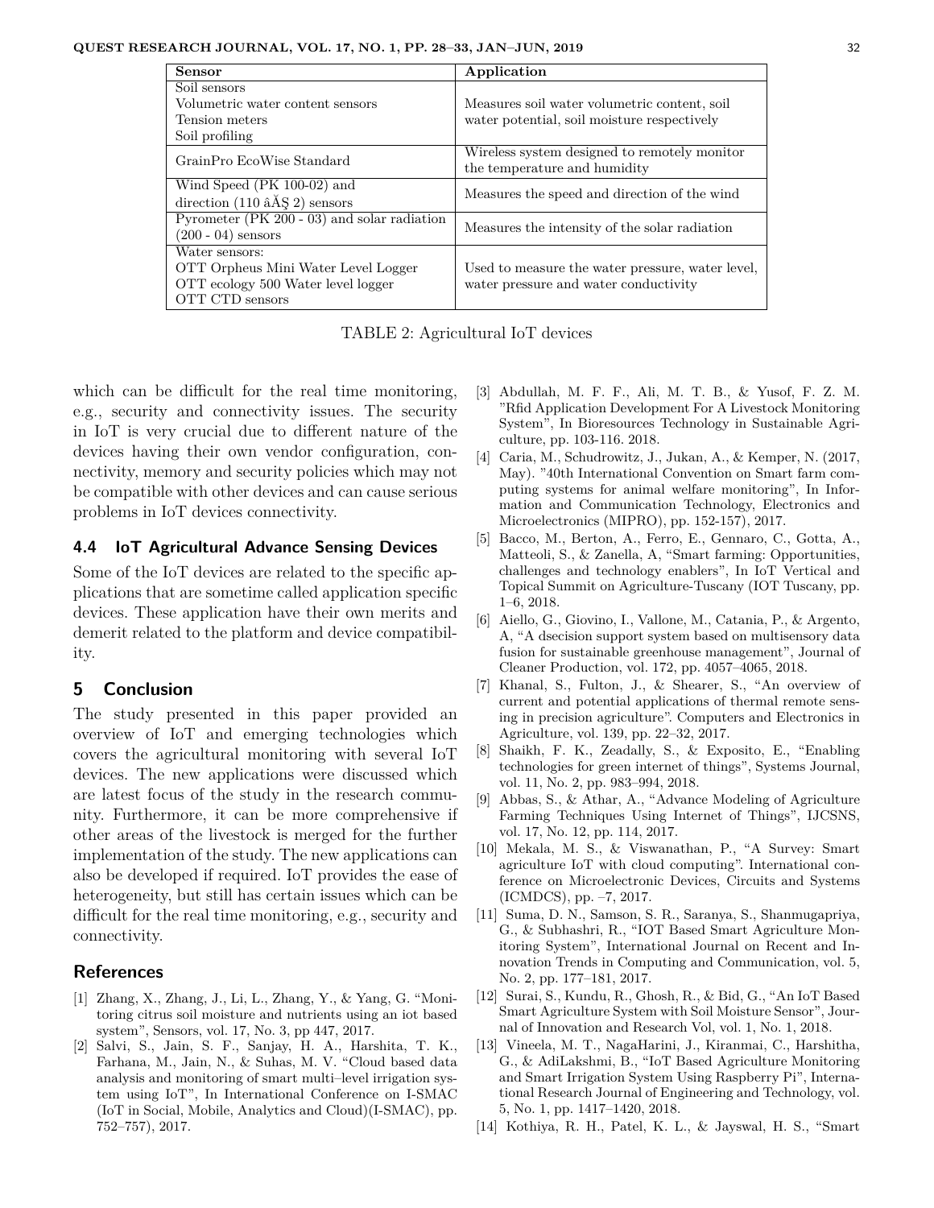| Sensor | Application |
| --- | --- |
| Soil sensors<br>Volumetric water content sensors<br>Tension meters<br>Soil profiling | Measures soil water volumetric content, soil water potential, soil moisture respectively |
| GrainPro EcoWise Standard | Wireless system designed to remotely monitor the temperature and humidity |
| Wind Speed (PK 100-02) and direction (110 âĂŞ 2) sensors | Measures the speed and direction of the wind |
| Pyrometer (PK 200 - 03) and solar radiation (200 - 04) sensors | Measures the intensity of the solar radiation |
| Water sensors:<br>OTT Orpheus Mini Water Level Logger<br>OTT ecology 500 Water level logger<br>OTT CTD sensors | Used to measure the water pressure, water level, water pressure and water conductivity |

TABLE 2: Agricultural IoT devices

which can be difficult for the real time monitoring, e.g., security and connectivity issues. The security in IoT is very crucial due to different nature of the devices having their own vendor configuration, connectivity, memory and security policies which may not be compatible with other devices and can cause serious problems in IoT devices connectivity.

### 4.4 IoT Agricultural Advance Sensing Devices

Some of the IoT devices are related to the specific applications that are sometime called application specific devices. These application have their own merits and demerit related to the platform and device compatibility.

## 5 Conclusion

The study presented in this paper provided an overview of IoT and emerging technologies which covers the agricultural monitoring with several IoT devices. The new applications were discussed which are latest focus of the study in the research community. Furthermore, it can be more comprehensive if other areas of the livestock is merged for the further implementation of the study. The new applications can also be developed if required. IoT provides the ease of heterogeneity, but still has certain issues which can be difficult for the real time monitoring, e.g., security and connectivity.

## References

[1] Zhang, X., Zhang, J., Li, L., Zhang, Y., & Yang, G. "Monitoring citrus soil moisture and nutrients using an iot based system", Sensors, vol. 17, No. 3, pp 447, 2017.

[2] Salvi, S., Jain, S. F., Sanjay, H. A., Harshita, T. K., Farhana, M., Jain, N., & Suhas, M. V. "Cloud based data analysis and monitoring of smart multi–level irrigation system using IoT", In International Conference on I-SMAC (IoT in Social, Mobile, Analytics and Cloud)(I-SMAC), pp. 752–757), 2017.

[3] Abdullah, M. F. F., Ali, M. T. B., & Yusof, F. Z. M. "Rfid Application Development For A Livestock Monitoring System", In Bioresources Technology in Sustainable Agriculture, pp. 103-116. 2018.

[4] Caria, M., Schudrowitz, J., Jukan, A., & Kemper, N. (2017, May). "40th International Convention on Smart farm computing systems for animal welfare monitoring", In Information and Communication Technology, Electronics and Microelectronics (MIPRO), pp. 152-157), 2017.

[5] Bacco, M., Berton, A., Ferro, E., Gennaro, C., Gotta, A., Matteoli, S., & Zanella, A, "Smart farming: Opportunities, challenges and technology enablers", In IoT Vertical and Topical Summit on Agriculture-Tuscany (IOT Tuscany, pp. 1–6, 2018.

[6] Aiello, G., Giovino, I., Vallone, M., Catania, P., & Argento, A, "A dsecision support system based on multisensory data fusion for sustainable greenhouse management", Journal of Cleaner Production, vol. 172, pp. 4057–4065, 2018.

[7] Khanal, S., Fulton, J., & Shearer, S., "An overview of current and potential applications of thermal remote sensing in precision agriculture". Computers and Electronics in Agriculture, vol. 139, pp. 22–32, 2017.

[8] Shaikh, F. K., Zeadally, S., & Exposito, E., "Enabling technologies for green internet of things", Systems Journal, vol. 11, No. 2, pp. 983–994, 2018.

[9] Abbas, S., & Athar, A., "Advance Modeling of Agriculture Farming Techniques Using Internet of Things", IJCSNS, vol. 17, No. 12, pp. 114, 2017.

[10] Mekala, M. S., & Viswanathan, P., "A Survey: Smart agriculture IoT with cloud computing". International conference on Microelectronic Devices, Circuits and Systems (ICMDCS), pp. –7, 2017.

[11] Suma, D. N., Samson, S. R., Saranya, S., Shanmugapriya, G., & Subhashri, R., "IOT Based Smart Agriculture Monitoring System", International Journal on Recent and Innovation Trends in Computing and Communication, vol. 5, No. 2, pp. 177–181, 2017.

[12] Surai, S., Kundu, R., Ghosh, R., & Bid, G., "An IoT Based Smart Agriculture System with Soil Moisture Sensor", Journal of Innovation and Research Vol, vol. 1, No. 1, 2018.

[13] Vineela, M. T., NagaHarini, J., Kiranmai, C., Harshitha, G., & AdiLakshmi, B., "IoT Based Agriculture Monitoring and Smart Irrigation System Using Raspberry Pi", International Research Journal of Engineering and Technology, vol. 5, No. 1, pp. 1417–1420, 2018.

[14] Kothiya, R. H., Patel, K. L., & Jayswal, H. S., "Smart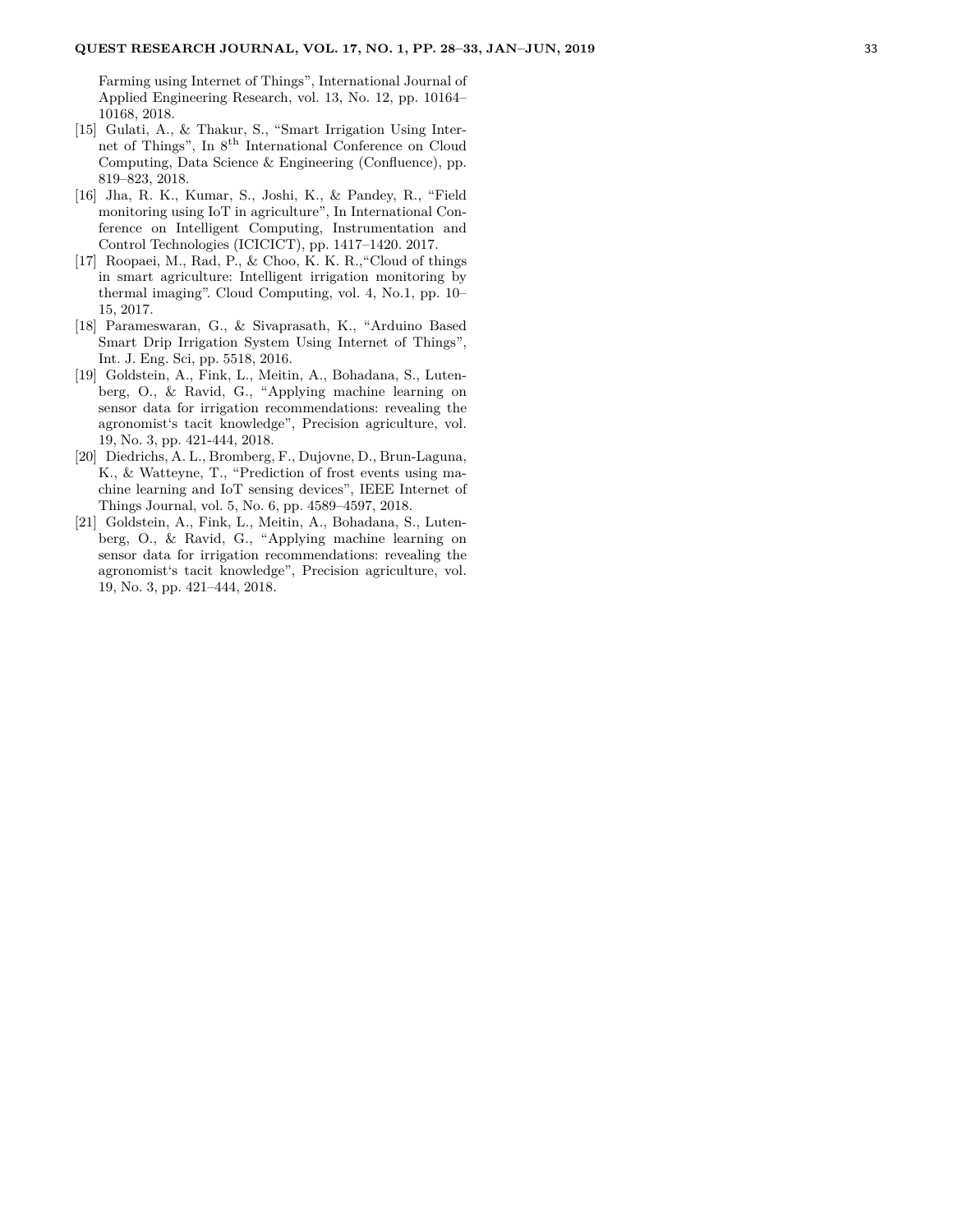Farming using Internet of Things", International Journal of Applied Engineering Research, vol. 13, No. 12, pp. 10164–10168, 2018.

[15] Gulati, A., & Thakur, S., "Smart Irrigation Using Internet of Things", In 8th International Conference on Cloud Computing, Data Science & Engineering (Confluence), pp. 819–823, 2018.

[16] Jha, R. K., Kumar, S., Joshi, K., & Pandey, R., "Field monitoring using IoT in agriculture", In International Conference on Intelligent Computing, Instrumentation and Control Technologies (ICICICT), pp. 1417–1420. 2017.

[17] Roopaei, M., Rad, P., & Choo, K. K. R.,"Cloud of things in smart agriculture: Intelligent irrigation monitoring by thermal imaging". Cloud Computing, vol. 4, No.1, pp. 10–15, 2017.

[18] Parameswaran, G., & Sivaprasath, K., "Arduino Based Smart Drip Irrigation System Using Internet of Things", Int. J. Eng. Sci, pp. 5518, 2016.

[19] Goldstein, A., Fink, L., Meitin, A., Bohadana, S., Lutenberg, O., & Ravid, G., "Applying machine learning on sensor data for irrigation recommendations: revealing the agronomist's tacit knowledge", Precision agriculture, vol. 19, No. 3, pp. 421-444, 2018.

[20] Diedrichs, A. L., Bromberg, F., Dujovne, D., Brun-Laguna, K., & Watteyne, T., "Prediction of frost events using machine learning and IoT sensing devices", IEEE Internet of Things Journal, vol. 5, No. 6, pp. 4589–4597, 2018.

[21] Goldstein, A., Fink, L., Meitin, A., Bohadana, S., Lutenberg, O., & Ravid, G., "Applying machine learning on sensor data for irrigation recommendations: revealing the agronomist's tacit knowledge", Precision agriculture, vol. 19, No. 3, pp. 421–444, 2018.